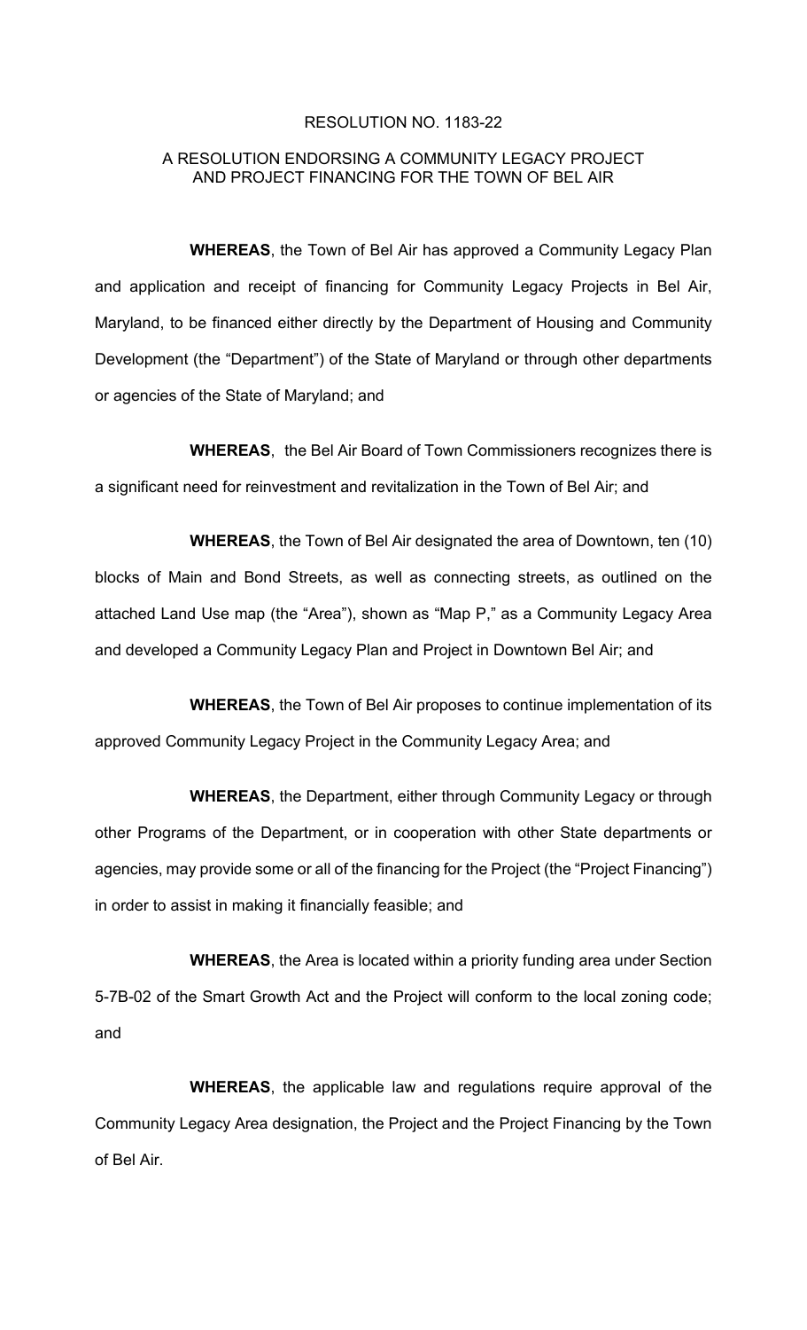# RESOLUTION NO. 1183-22

## A RESOLUTION ENDORSING A COMMUNITY LEGACY PROJECT AND PROJECT FINANCING FOR THE TOWN OF BEL AIR

**WHEREAS**, the Town of Bel Air has approved a Community Legacy Plan and application and receipt of financing for Community Legacy Projects in Bel Air, Maryland, to be financed either directly by the Department of Housing and Community Development (the "Department") of the State of Maryland or through other departments or agencies of the State of Maryland; and

**WHEREAS**, the Bel Air Board of Town Commissioners recognizes there is a significant need for reinvestment and revitalization in the Town of Bel Air; and

**WHEREAS**, the Town of Bel Air designated the area of Downtown, ten (10) blocks of Main and Bond Streets, as well as connecting streets, as outlined on the attached Land Use map (the "Area"), shown as "Map P," as a Community Legacy Area and developed a Community Legacy Plan and Project in Downtown Bel Air; and

**WHEREAS**, the Town of Bel Air proposes to continue implementation of its approved Community Legacy Project in the Community Legacy Area; and

**WHEREAS**, the Department, either through Community Legacy or through other Programs of the Department, or in cooperation with other State departments or agencies, may provide some or all of the financing for the Project (the "Project Financing") in order to assist in making it financially feasible; and

**WHEREAS**, the Area is located within a priority funding area under Section 5-7B-02 of the Smart Growth Act and the Project will conform to the local zoning code; and

**WHEREAS**, the applicable law and regulations require approval of the Community Legacy Area designation, the Project and the Project Financing by the Town of Bel Air.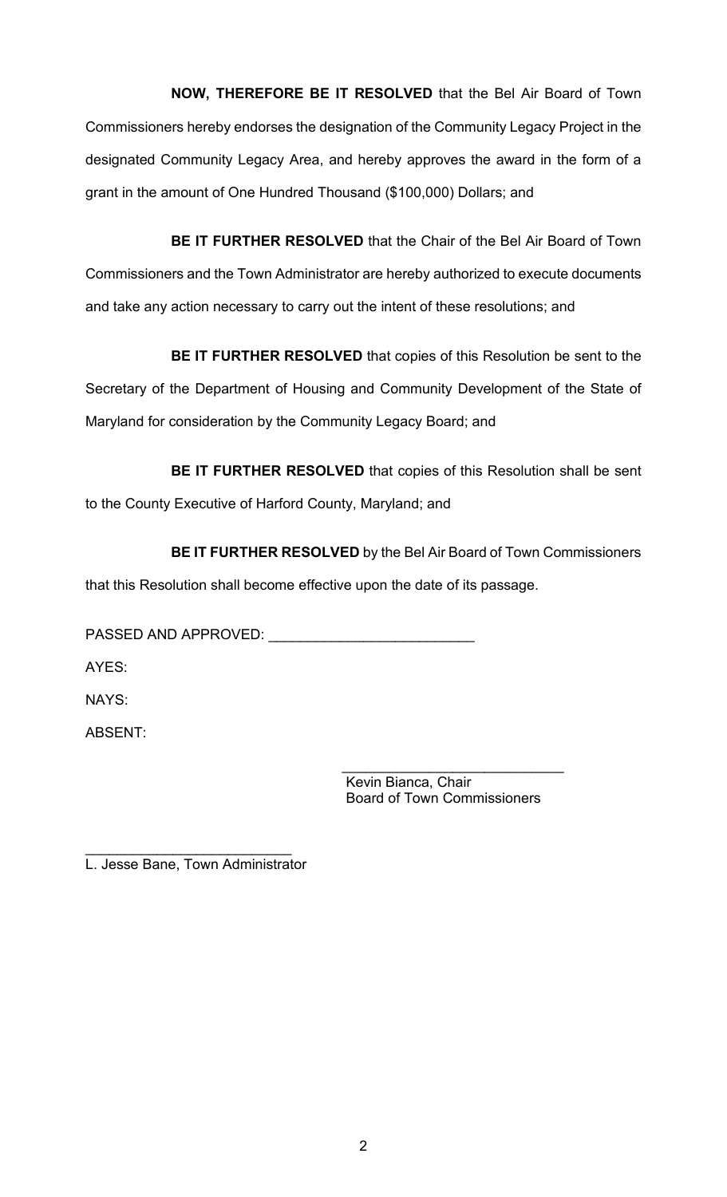**NOW, THEREFORE BE IT RESOLVED** that the Bel Air Board of Town Commissioners hereby endorses the designation of the Community Legacy Project in the designated Community Legacy Area, and hereby approves the award in the form of a grant in the amount of One Hundred Thousand ($100,000) Dollars; and

**BE IT FURTHER RESOLVED** that the Chair of the Bel Air Board of Town Commissioners and the Town Administrator are hereby authorized to execute documents and take any action necessary to carry out the intent of these resolutions; and

**BE IT FURTHER RESOLVED** that copies of this Resolution be sent to the Secretary of the Department of Housing and Community Development of the State of Maryland for consideration by the Community Legacy Board; and

**BE IT FURTHER RESOLVED** that copies of this Resolution shall be sent to the County Executive of Harford County, Maryland; and

**BE IT FURTHER RESOLVED** by the Bel Air Board of Town Commissioners that this Resolution shall become effective upon the date of its passage.

PASSED AND APPROVED: __________________________

AYES:

NAYS:

ABSENT:

____________________________
Kevin Bianca, Chair
Board of Town Commissioners

__________________________
L. Jesse Bane, Town Administrator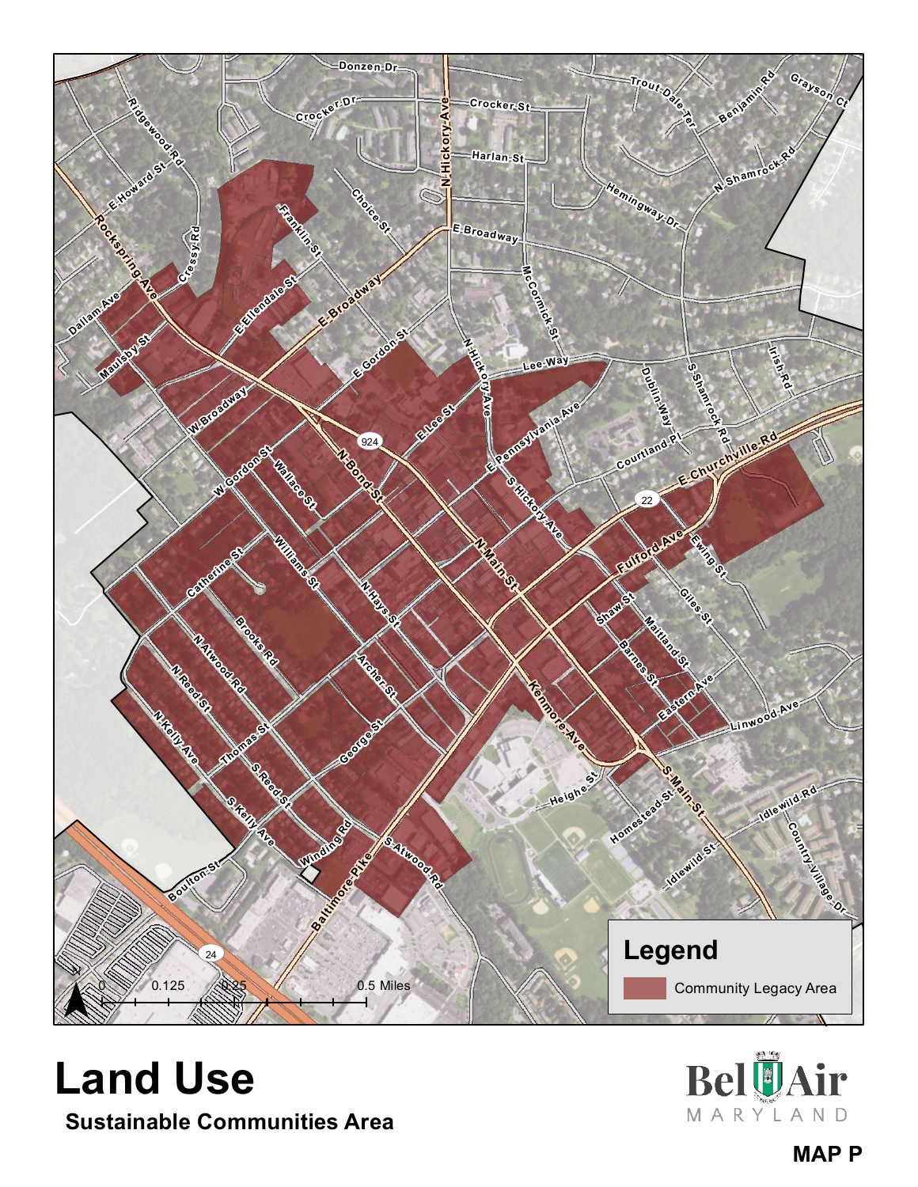Donzen Dr
Crocker Dr
Crocker St
Harlan St
Trout Dale Ter
Benjamin Rd
Grayson Ct
N Shamrock Rd
Hemingway Dr
Ridgewood Rd
E Howard St
Rockspring Ave
Cressy Rd
Franklin St
Choice St
N Hickory Ave
E Broadway
McCormick St
Dallam Ave
Maulsby St
E Ellendale St
E Gordon St
Lee Way
Dublin Way
S Shamrock Rd
Irish Rd
W Broadway
E Lee St
N Hickory Ave
Pennsylvania Ave
Courtland Pl
E Churchville Rd
924
W Gordon St
Wallace St
N Bond St
E Pennsylvania Ave
S Hickory Ave
22
Ewing St
Fulford Ave
Catherine St
Williams St
N Hays St
N Main St
Shaw St
Giles St
Brooks Rd
N Atwood Rd
Archer St
Maitland St
Barnes St
Eastern Ave
Linwood Ave
N Reed St
N Kelly Ave
Thomas St
George St
Kenmore Ave
S Reed St
Heighe St
S Main St
Homestead St
Idlewild Rd
Country Village Dr
S Kelly Ave
Winding Rd
S Atwood Rd
Idlewild St
Boulton St
Baltimore Pike
24

N

0 0.125 0.25 0.5 Miles

**Legend**

Community Legacy Area

# Land Use

**Sustainable Communities Area**

Bel Air
MARYLAND

**MAP P**